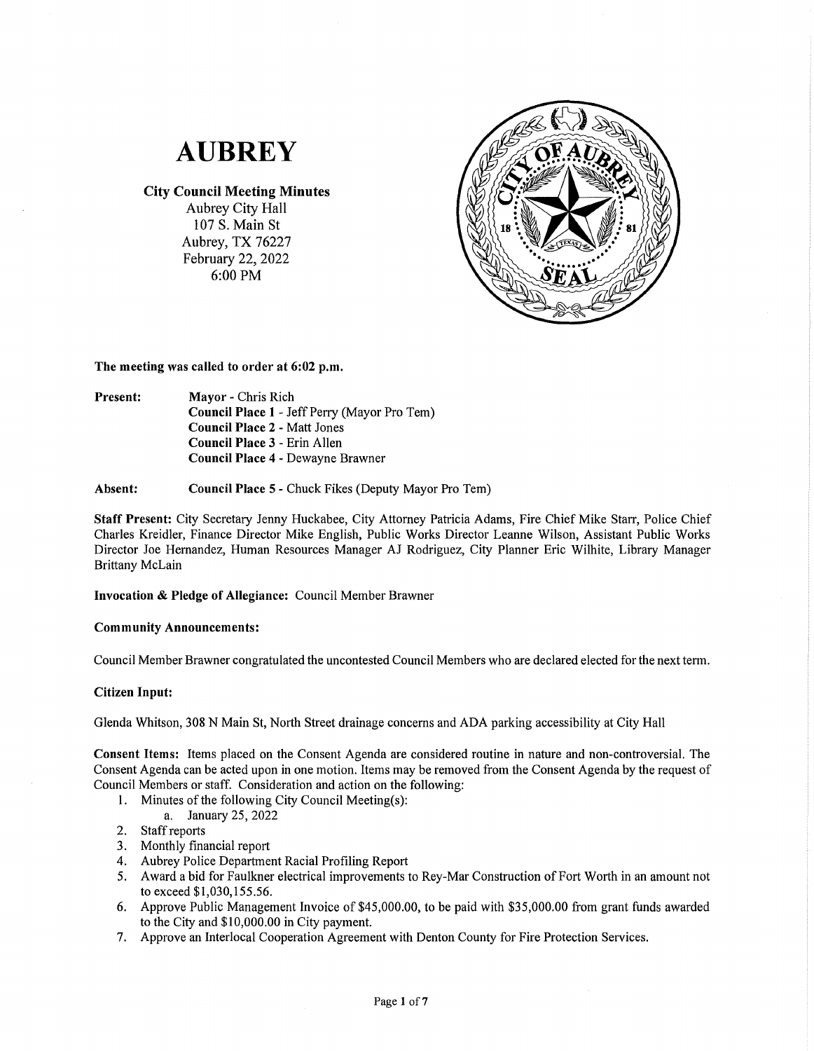# AUBREY

**City Council Meeting Minutes**
Aubrey City Hall
107 S. Main St
Aubrey, TX 76227
February 22, 2022
6:00 PM

**The meeting was called to order at 6:02 p.m.**

**Present:**
- **Mayor** - Chris Rich
- **Council Place 1** - Jeff Perry (Mayor Pro Tem)
- **Council Place 2** - Matt Jones
- **Council Place 3** - Erin Allen
- **Council Place 4** - Dewayne Brawner

**Absent:**
- **Council Place 5** - Chuck Fikes (Deputy Mayor Pro Tem)

**Staff Present:** City Secretary Jenny Huckabee, City Attorney Patricia Adams, Fire Chief Mike Starr, Police Chief Charles Kreidler, Finance Director Mike English, Public Works Director Leanne Wilson, Assistant Public Works Director Joe Hernandez, Human Resources Manager AJ Rodriguez, City Planner Eric Wilhite, Library Manager Brittany McLain

**Invocation & Pledge of Allegiance:** Council Member Brawner

**Community Announcements:**

Council Member Brawner congratulated the uncontested Council Members who are declared elected for the next term.

**Citizen Input:**

Glenda Whitson, 308 N Main St, North Street drainage concerns and ADA parking accessibility at City Hall

**Consent Items:** Items placed on the Consent Agenda are considered routine in nature and non-controversial. The Consent Agenda can be acted upon in one motion. Items may be removed from the Consent Agenda by the request of Council Members or staff. Consideration and action on the following:

1. Minutes of the following City Council Meeting(s):
   a. January 25, 2022
2. Staff reports
3. Monthly financial report
4. Aubrey Police Department Racial Profiling Report
5. Award a bid for Faulkner electrical improvements to Rey-Mar Construction of Fort Worth in an amount not to exceed $1,030,155.56.
6. Approve Public Management Invoice of $45,000.00, to be paid with $35,000.00 from grant funds awarded to the City and $10,000.00 in City payment.
7. Approve an Interlocal Cooperation Agreement with Denton County for Fire Protection Services.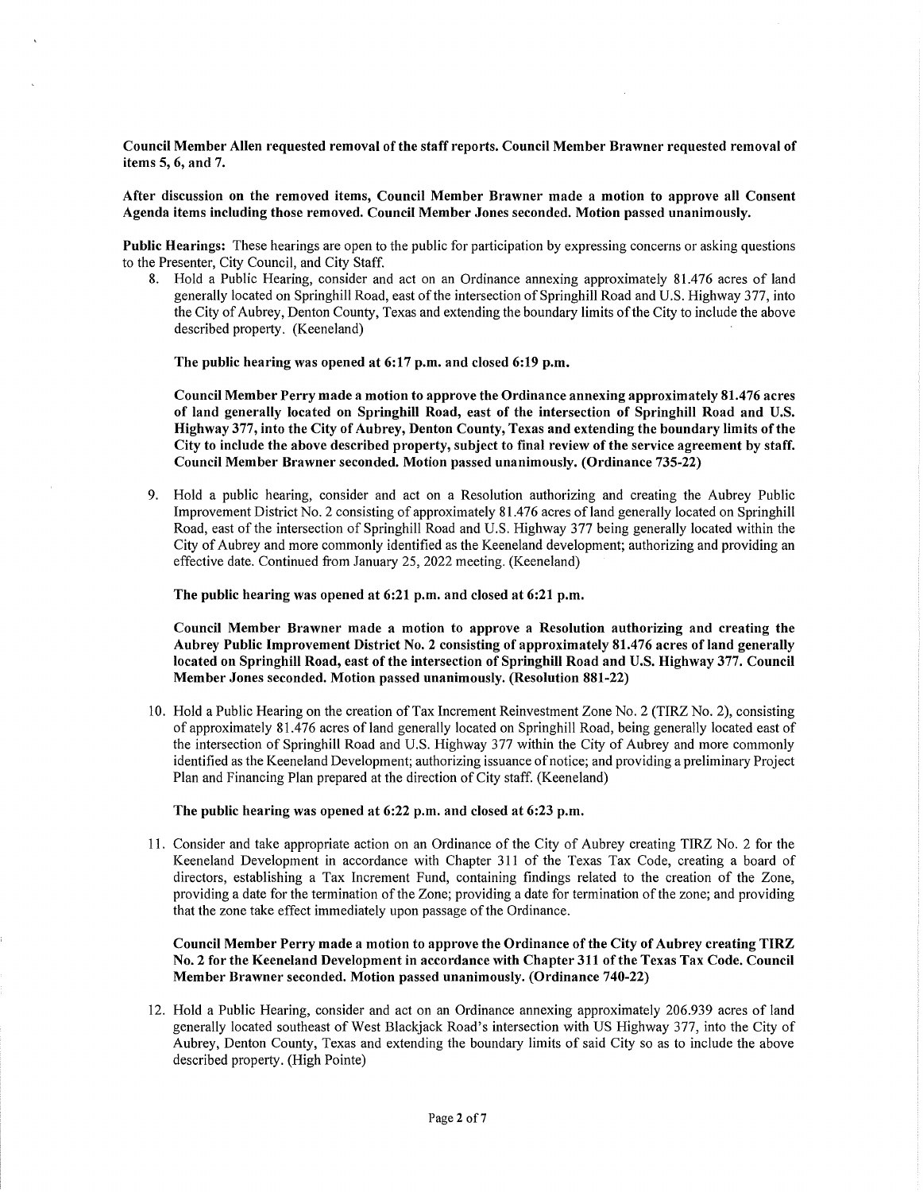**Council Member Allen requested removal of the staff reports. Council Member Brawner requested removal of items 5, 6, and 7.**

**After discussion on the removed items, Council Member Brawner made a motion to approve all Consent Agenda items including those removed. Council Member Jones seconded. Motion passed unanimously.**

**Public Hearings:** These hearings are open to the public for participation by expressing concerns or asking questions to the Presenter, City Council, and City Staff.

8. Hold a Public Hearing, consider and act on an Ordinance annexing approximately 81.476 acres of land generally located on Springhill Road, east of the intersection of Springhill Road and U.S. Highway 377, into the City of Aubrey, Denton County, Texas and extending the boundary limits of the City to include the above described property. (Keeneland)

   **The public hearing was opened at 6:17 p.m. and closed 6:19 p.m.**

   **Council Member Perry made a motion to approve the Ordinance annexing approximately 81.476 acres of land generally located on Springhill Road, east of the intersection of Springhill Road and U.S. Highway 377, into the City of Aubrey, Denton County, Texas and extending the boundary limits of the City to include the above described property, subject to final review of the service agreement by staff. Council Member Brawner seconded. Motion passed unanimously. (Ordinance 735-22)**

9. Hold a public hearing, consider and act on a Resolution authorizing and creating the Aubrey Public Improvement District No. 2 consisting of approximately 81.476 acres of land generally located on Springhill Road, east of the intersection of Springhill Road and U.S. Highway 377 being generally located within the City of Aubrey and more commonly identified as the Keeneland development; authorizing and providing an effective date. Continued from January 25, 2022 meeting. (Keeneland)

   **The public hearing was opened at 6:21 p.m. and closed at 6:21 p.m.**

   **Council Member Brawner made a motion to approve a Resolution authorizing and creating the Aubrey Public Improvement District No. 2 consisting of approximately 81.476 acres of land generally located on Springhill Road, east of the intersection of Springhill Road and U.S. Highway 377. Council Member Jones seconded. Motion passed unanimously. (Resolution 881-22)**

10. Hold a Public Hearing on the creation of Tax Increment Reinvestment Zone No. 2 (TIRZ No. 2), consisting of approximately 81.476 acres of land generally located on Springhill Road, being generally located east of the intersection of Springhill Road and U.S. Highway 377 within the City of Aubrey and more commonly identified as the Keeneland Development; authorizing issuance of notice; and providing a preliminary Project Plan and Financing Plan prepared at the direction of City staff. (Keeneland)

    **The public hearing was opened at 6:22 p.m. and closed at 6:23 p.m.**

11. Consider and take appropriate action on an Ordinance of the City of Aubrey creating TIRZ No. 2 for the Keeneland Development in accordance with Chapter 311 of the Texas Tax Code, creating a board of directors, establishing a Tax Increment Fund, containing findings related to the creation of the Zone, providing a date for the termination of the Zone; providing a date for termination of the zone; and providing that the zone take effect immediately upon passage of the Ordinance.

    **Council Member Perry made a motion to approve the Ordinance of the City of Aubrey creating TIRZ No. 2 for the Keeneland Development in accordance with Chapter 311 of the Texas Tax Code. Council Member Brawner seconded. Motion passed unanimously. (Ordinance 740-22)**

12. Hold a Public Hearing, consider and act on an Ordinance annexing approximately 206.939 acres of land generally located southeast of West Blackjack Road's intersection with US Highway 377, into the City of Aubrey, Denton County, Texas and extending the boundary limits of said City so as to include the above described property. (High Pointe)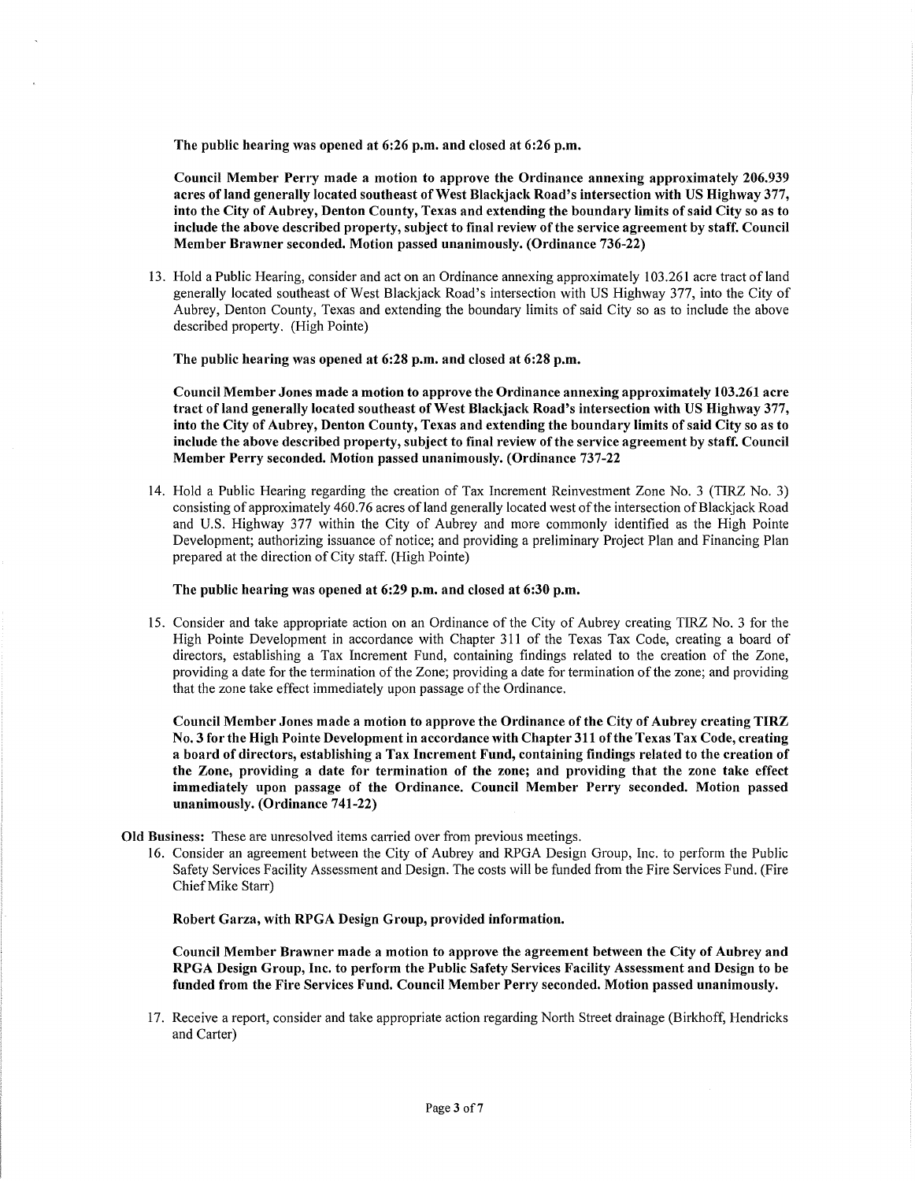**The public hearing was opened at 6:26 p.m. and closed at 6:26 p.m.**

**Council Member Perry made a motion to approve the Ordinance annexing approximately 206.939 acres of land generally located southeast of West Blackjack Road's intersection with US Highway 377, into the City of Aubrey, Denton County, Texas and extending the boundary limits of said City so as to include the above described property, subject to final review of the service agreement by staff. Council Member Brawner seconded. Motion passed unanimously. (Ordinance 736-22)**

13. Hold a Public Hearing, consider and act on an Ordinance annexing approximately 103.261 acre tract of land generally located southeast of West Blackjack Road's intersection with US Highway 377, into the City of Aubrey, Denton County, Texas and extending the boundary limits of said City so as to include the above described property. (High Pointe)

    **The public hearing was opened at 6:28 p.m. and closed at 6:28 p.m.**

    **Council Member Jones made a motion to approve the Ordinance annexing approximately 103.261 acre tract of land generally located southeast of West Blackjack Road's intersection with US Highway 377, into the City of Aubrey, Denton County, Texas and extending the boundary limits of said City so as to include the above described property, subject to final review of the service agreement by staff. Council Member Perry seconded. Motion passed unanimously. (Ordinance 737-22**

14. Hold a Public Hearing regarding the creation of Tax Increment Reinvestment Zone No. 3 (TIRZ No. 3) consisting of approximately 460.76 acres of land generally located west of the intersection of Blackjack Road and U.S. Highway 377 within the City of Aubrey and more commonly identified as the High Pointe Development; authorizing issuance of notice; and providing a preliminary Project Plan and Financing Plan prepared at the direction of City staff. (High Pointe)

    **The public hearing was opened at 6:29 p.m. and closed at 6:30 p.m.**

15. Consider and take appropriate action on an Ordinance of the City of Aubrey creating TIRZ No. 3 for the High Pointe Development in accordance with Chapter 311 of the Texas Tax Code, creating a board of directors, establishing a Tax Increment Fund, containing findings related to the creation of the Zone, providing a date for the termination of the Zone; providing a date for termination of the zone; and providing that the zone take effect immediately upon passage of the Ordinance.

    **Council Member Jones made a motion to approve the Ordinance of the City of Aubrey creating TIRZ No. 3 for the High Pointe Development in accordance with Chapter 311 of the Texas Tax Code, creating a board of directors, establishing a Tax Increment Fund, containing findings related to the creation of the Zone, providing a date for termination of the zone; and providing that the zone take effect immediately upon passage of the Ordinance. Council Member Perry seconded. Motion passed unanimously. (Ordinance 741-22)**

**Old Business:** These are unresolved items carried over from previous meetings.

16. Consider an agreement between the City of Aubrey and RPGA Design Group, Inc. to perform the Public Safety Services Facility Assessment and Design. The costs will be funded from the Fire Services Fund. (Fire Chief Mike Starr)

    **Robert Garza, with RPGA Design Group, provided information.**

    **Council Member Brawner made a motion to approve the agreement between the City of Aubrey and RPGA Design Group, Inc. to perform the Public Safety Services Facility Assessment and Design to be funded from the Fire Services Fund. Council Member Perry seconded. Motion passed unanimously.**

17. Receive a report, consider and take appropriate action regarding North Street drainage (Birkhoff, Hendricks and Carter)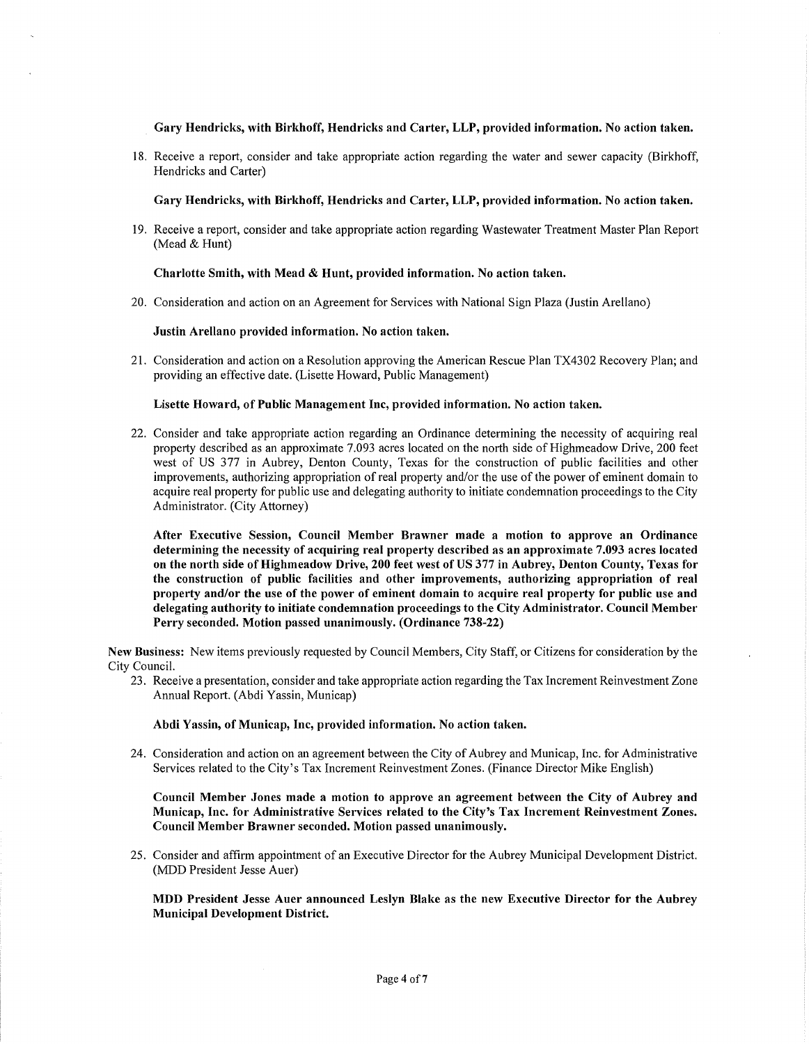**Gary Hendricks, with Birkhoff, Hendricks and Carter, LLP, provided information. No action taken.**

18. Receive a report, consider and take appropriate action regarding the water and sewer capacity (Birkhoff, Hendricks and Carter)

    **Gary Hendricks, with Birkhoff, Hendricks and Carter, LLP, provided information. No action taken.**

19. Receive a report, consider and take appropriate action regarding Wastewater Treatment Master Plan Report (Mead & Hunt)

    **Charlotte Smith, with Mead & Hunt, provided information. No action taken.**

20. Consideration and action on an Agreement for Services with National Sign Plaza (Justin Arellano)

    **Justin Arellano provided information. No action taken.**

21. Consideration and action on a Resolution approving the American Rescue Plan TX4302 Recovery Plan; and providing an effective date. (Lisette Howard, Public Management)

    **Lisette Howard, of Public Management Inc, provided information. No action taken.**

22. Consider and take appropriate action regarding an Ordinance determining the necessity of acquiring real property described as an approximate 7.093 acres located on the north side of Highmeadow Drive, 200 feet west of US 377 in Aubrey, Denton County, Texas for the construction of public facilities and other improvements, authorizing appropriation of real property and/or the use of the power of eminent domain to acquire real property for public use and delegating authority to initiate condemnation proceedings to the City Administrator. (City Attorney)

    **After Executive Session, Council Member Brawner made a motion to approve an Ordinance determining the necessity of acquiring real property described as an approximate 7.093 acres located on the north side of Highmeadow Drive, 200 feet west of US 377 in Aubrey, Denton County, Texas for the construction of public facilities and other improvements, authorizing appropriation of real property and/or the use of the power of eminent domain to acquire real property for public use and delegating authority to initiate condemnation proceedings to the City Administrator. Council Member Perry seconded. Motion passed unanimously. (Ordinance 738-22)**

**New Business:** New items previously requested by Council Members, City Staff, or Citizens for consideration by the City Council.

23. Receive a presentation, consider and take appropriate action regarding the Tax Increment Reinvestment Zone Annual Report. (Abdi Yassin, Municap)

    **Abdi Yassin, of Municap, Inc, provided information. No action taken.**

24. Consideration and action on an agreement between the City of Aubrey and Municap, Inc. for Administrative Services related to the City's Tax Increment Reinvestment Zones. (Finance Director Mike English)

    **Council Member Jones made a motion to approve an agreement between the City of Aubrey and Municap, Inc. for Administrative Services related to the City's Tax Increment Reinvestment Zones. Council Member Brawner seconded. Motion passed unanimously.**

25. Consider and affirm appointment of an Executive Director for the Aubrey Municipal Development District. (MDD President Jesse Auer)

    **MDD President Jesse Auer announced Leslyn Blake as the new Executive Director for the Aubrey Municipal Development District.**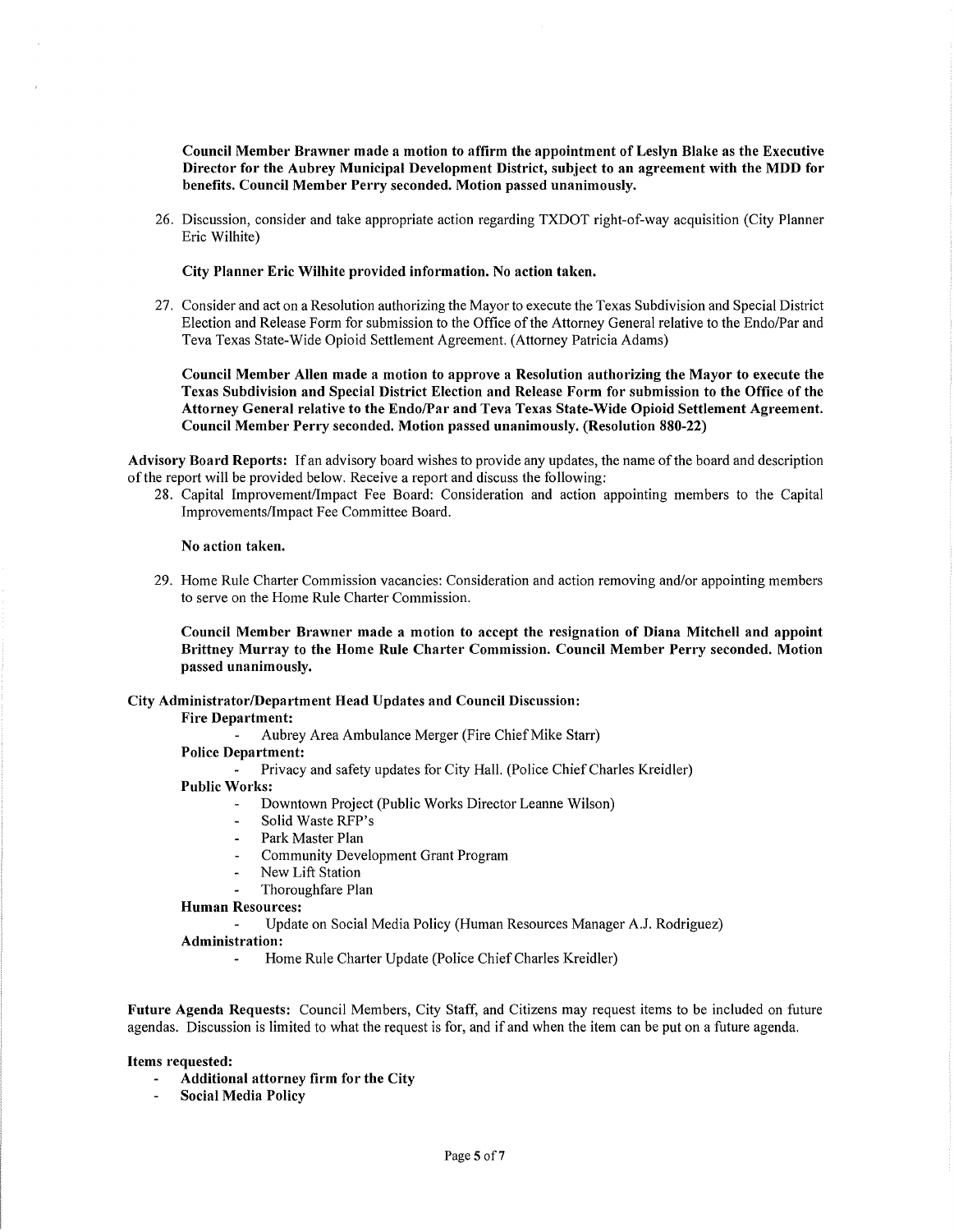**Council Member Brawner made a motion to affirm the appointment of Leslyn Blake as the Executive Director for the Aubrey Municipal Development District, subject to an agreement with the MDD for benefits. Council Member Perry seconded. Motion passed unanimously.**

26. Discussion, consider and take appropriate action regarding TXDOT right-of-way acquisition (City Planner Eric Wilhite)

    **City Planner Eric Wilhite provided information. No action taken.**

27. Consider and act on a Resolution authorizing the Mayor to execute the Texas Subdivision and Special District Election and Release Form for submission to the Office of the Attorney General relative to the Endo/Par and Teva Texas State-Wide Opioid Settlement Agreement. (Attorney Patricia Adams)

    **Council Member Allen made a motion to approve a Resolution authorizing the Mayor to execute the Texas Subdivision and Special District Election and Release Form for submission to the Office of the Attorney General relative to the Endo/Par and Teva Texas State-Wide Opioid Settlement Agreement. Council Member Perry seconded. Motion passed unanimously. (Resolution 880-22)**

**Advisory Board Reports:** If an advisory board wishes to provide any updates, the name of the board and description of the report will be provided below. Receive a report and discuss the following:

28. Capital Improvement/Impact Fee Board: Consideration and action appointing members to the Capital Improvements/Impact Fee Committee Board.

    **No action taken.**

29. Home Rule Charter Commission vacancies: Consideration and action removing and/or appointing members to serve on the Home Rule Charter Commission.

    **Council Member Brawner made a motion to accept the resignation of Diana Mitchell and appoint Brittney Murray to the Home Rule Charter Commission. Council Member Perry seconded. Motion passed unanimously.**

**City Administrator/Department Head Updates and Council Discussion:**

**Fire Department:**
- Aubrey Area Ambulance Merger (Fire Chief Mike Starr)

**Police Department:**
- Privacy and safety updates for City Hall. (Police Chief Charles Kreidler)

**Public Works:**
- Downtown Project (Public Works Director Leanne Wilson)
- Solid Waste RFP's
- Park Master Plan
- Community Development Grant Program
- New Lift Station
- Thoroughfare Plan

**Human Resources:**
- Update on Social Media Policy (Human Resources Manager A.J. Rodriguez)

**Administration:**
- Home Rule Charter Update (Police Chief Charles Kreidler)

**Future Agenda Requests:** Council Members, City Staff, and Citizens may request items to be included on future agendas. Discussion is limited to what the request is for, and if and when the item can be put on a future agenda.

**Items requested:**
- **Additional attorney firm for the City**
- **Social Media Policy**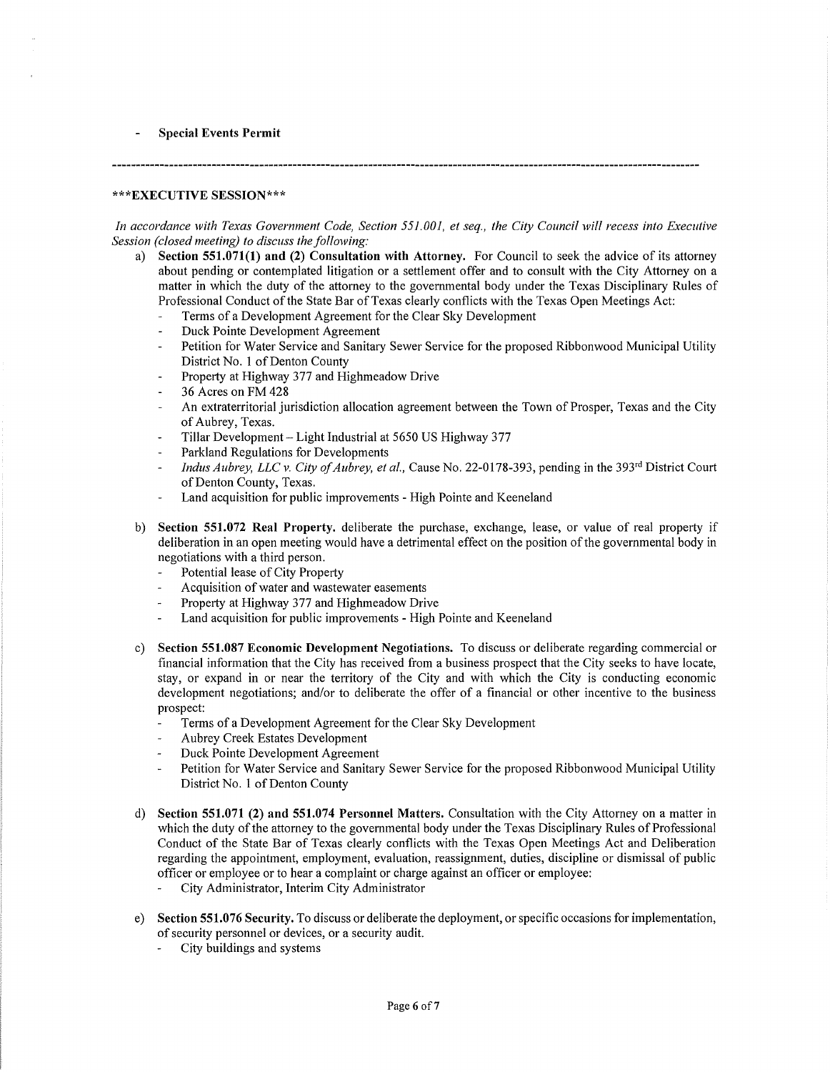- **Special Events Permit**

---

**\*\*\*EXECUTIVE SESSION\*\*\***

*In accordance with Texas Government Code, Section 551.001, et seq., the City Council will recess into Executive Session (closed meeting) to discuss the following:*

a) **Section 551.071(1) and (2) Consultation with Attorney.** For Council to seek the advice of its attorney about pending or contemplated litigation or a settlement offer and to consult with the City Attorney on a matter in which the duty of the attorney to the governmental body under the Texas Disciplinary Rules of Professional Conduct of the State Bar of Texas clearly conflicts with the Texas Open Meetings Act:
   - Terms of a Development Agreement for the Clear Sky Development
   - Duck Pointe Development Agreement
   - Petition for Water Service and Sanitary Sewer Service for the proposed Ribbonwood Municipal Utility District No. 1 of Denton County
   - Property at Highway 377 and Highmeadow Drive
   - 36 Acres on FM 428
   - An extraterritorial jurisdiction allocation agreement between the Town of Prosper, Texas and the City of Aubrey, Texas.
   - Tillar Development – Light Industrial at 5650 US Highway 377
   - Parkland Regulations for Developments
   - *Indus Aubrey, LLC v. City of Aubrey, et al.,* Cause No. 22-0178-393, pending in the 393rd District Court of Denton County, Texas.
   - Land acquisition for public improvements - High Pointe and Keeneland

b) **Section 551.072 Real Property.** deliberate the purchase, exchange, lease, or value of real property if deliberation in an open meeting would have a detrimental effect on the position of the governmental body in negotiations with a third person.
   - Potential lease of City Property
   - Acquisition of water and wastewater easements
   - Property at Highway 377 and Highmeadow Drive
   - Land acquisition for public improvements - High Pointe and Keeneland

c) **Section 551.087 Economic Development Negotiations.** To discuss or deliberate regarding commercial or financial information that the City has received from a business prospect that the City seeks to have locate, stay, or expand in or near the territory of the City and with which the City is conducting economic development negotiations; and/or to deliberate the offer of a financial or other incentive to the business prospect:
   - Terms of a Development Agreement for the Clear Sky Development
   - Aubrey Creek Estates Development
   - Duck Pointe Development Agreement
   - Petition for Water Service and Sanitary Sewer Service for the proposed Ribbonwood Municipal Utility District No. 1 of Denton County

d) **Section 551.071 (2) and 551.074 Personnel Matters.** Consultation with the City Attorney on a matter in which the duty of the attorney to the governmental body under the Texas Disciplinary Rules of Professional Conduct of the State Bar of Texas clearly conflicts with the Texas Open Meetings Act and Deliberation regarding the appointment, employment, evaluation, reassignment, duties, discipline or dismissal of public officer or employee or to hear a complaint or charge against an officer or employee:
   - City Administrator, Interim City Administrator

e) **Section 551.076 Security.** To discuss or deliberate the deployment, or specific occasions for implementation, of security personnel or devices, or a security audit.
   - City buildings and systems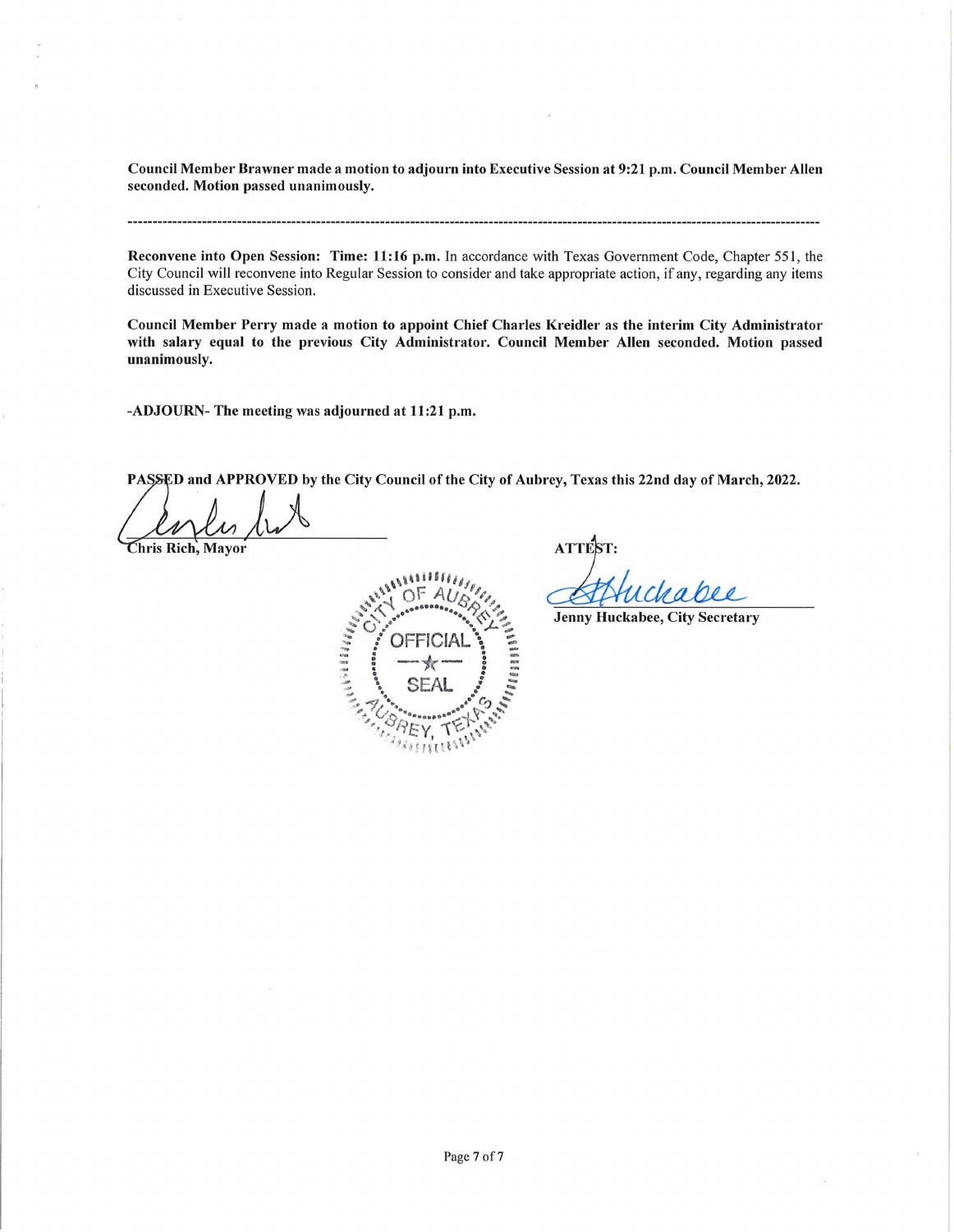**Council Member Brawner made a motion to adjourn into Executive Session at 9:21 p.m. Council Member Allen seconded. Motion passed unanimously.**

---

**Reconvene into Open Session: Time: 11:16 p.m.** In accordance with Texas Government Code, Chapter 551, the City Council will reconvene into Regular Session to consider and take appropriate action, if any, regarding any items discussed in Executive Session.

**Council Member Perry made a motion to appoint Chief Charles Kreidler as the interim City Administrator with salary equal to the previous City Administrator. Council Member Allen seconded. Motion passed unanimously.**

**-ADJOURN- The meeting was adjourned at 11:21 p.m.**

**PASSED and APPROVED by the City Council of the City of Aubrey, Texas this 22nd day of March, 2022.**

**Chris Rich, Mayor**

CITY OF AUBREY OFFICIAL SEAL AUBREY, TEXAS

**ATTEST:**

**Jenny Huckabee, City Secretary**